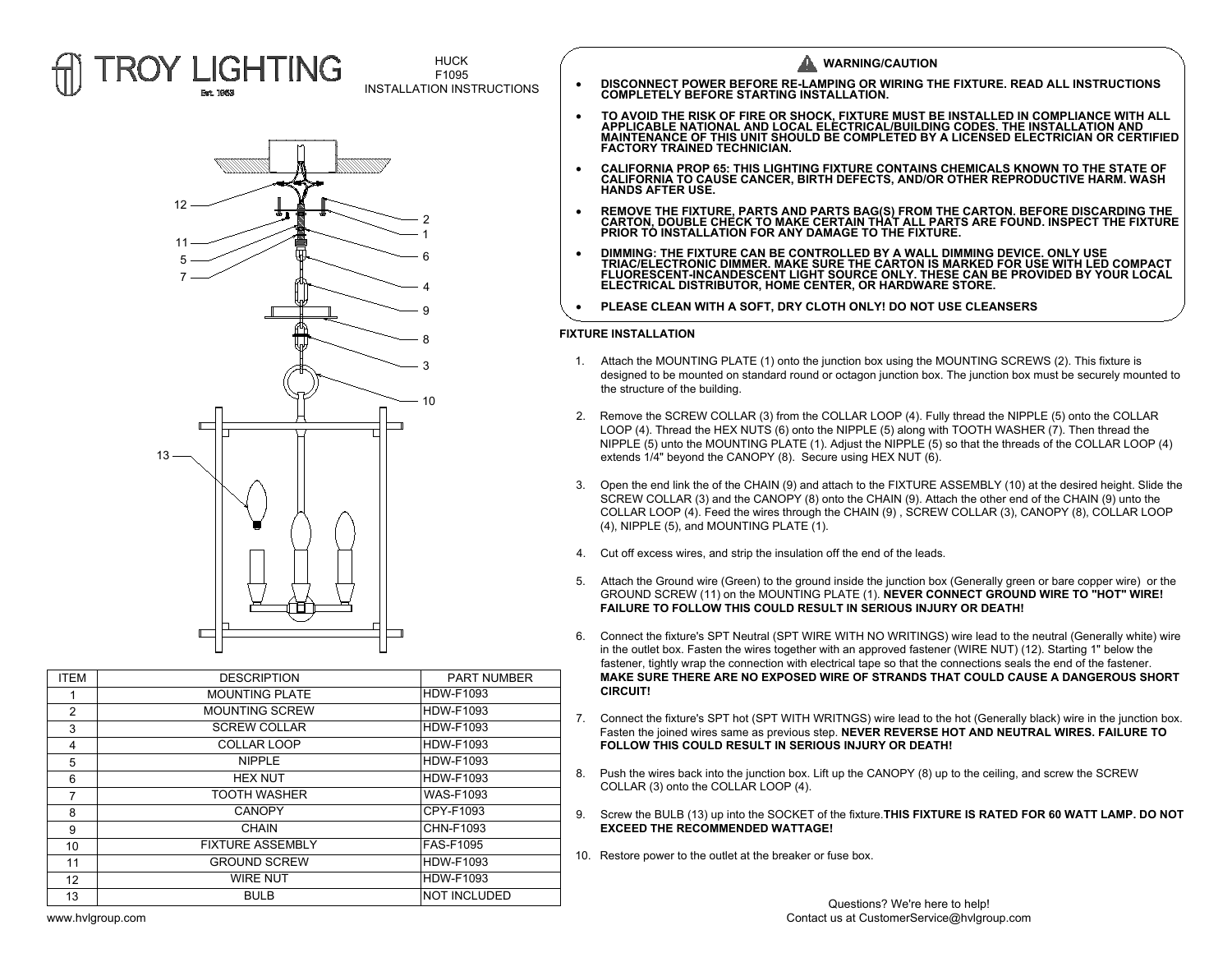# TROY LIGHTING

Est. 1963

HUCK
F1095
INSTALLATION INSTRUCTIONS

| ITEM | DESCRIPTION | PART NUMBER |
|---|---|---|
| 1 | MOUNTING PLATE | HDW-F1093 |
| 2 | MOUNTING SCREW | HDW-F1093 |
| 3 | SCREW COLLAR | HDW-F1093 |
| 4 | COLLAR LOOP | HDW-F1093 |
| 5 | NIPPLE | HDW-F1093 |
| 6 | HEX NUT | HDW-F1093 |
| 7 | TOOTH WASHER | WAS-F1093 |
| 8 | CANOPY | CPY-F1093 |
| 9 | CHAIN | CHN-F1093 |
| 10 | FIXTURE ASSEMBLY | FAS-F1095 |
| 11 | GROUND SCREW | HDW-F1093 |
| 12 | WIRE NUT | HDW-F1093 |
| 13 | BULB | NOT INCLUDED |

www.hvlgroup.com

## WARNING/CAUTION

- **DISCONNECT POWER BEFORE RE-LAMPING OR WIRING THE FIXTURE. READ ALL INSTRUCTIONS COMPLETELY BEFORE STARTING INSTALLATION.**
- **TO AVOID THE RISK OF FIRE OR SHOCK, FIXTURE MUST BE INSTALLED IN COMPLIANCE WITH ALL APPLICABLE NATIONAL AND LOCAL ELECTRICAL/BUILDING CODES. THE INSTALLATION AND MAINTENANCE OF THIS UNIT SHOULD BE COMPLETED BY A LICENSED ELECTRICIAN OR CERTIFIED FACTORY TRAINED TECHNICIAN.**
- **CALIFORNIA PROP 65: THIS LIGHTING FIXTURE CONTAINS CHEMICALS KNOWN TO THE STATE OF CALIFORNIA TO CAUSE CANCER, BIRTH DEFECTS, AND/OR OTHER REPRODUCTIVE HARM. WASH HANDS AFTER USE.**
- **REMOVE THE FIXTURE, PARTS AND PARTS BAG(S) FROM THE CARTON. BEFORE DISCARDING THE CARTON, DOUBLE CHECK TO MAKE CERTAIN THAT ALL PARTS ARE FOUND. INSPECT THE FIXTURE PRIOR TO INSTALLATION FOR ANY DAMAGE TO THE FIXTURE.**
- **DIMMING: THE FIXTURE CAN BE CONTROLLED BY A WALL DIMMING DEVICE. ONLY USE TRIAC/ELECTRONIC DIMMER. MAKE SURE THE CARTON IS MARKED FOR USE WITH LED COMPACT FLUORESCENT-INCANDESCENT LIGHT SOURCE ONLY. THESE CAN BE PROVIDED BY YOUR LOCAL ELECTRICAL DISTRIBUTOR, HOME CENTER, OR HARDWARE STORE.**
- **PLEASE CLEAN WITH A SOFT, DRY CLOTH ONLY! DO NOT USE CLEANSERS**

**FIXTURE INSTALLATION**

1. Attach the MOUNTING PLATE (1) onto the junction box using the MOUNTING SCREWS (2). This fixture is designed to be mounted on standard round or octagon junction box. The junction box must be securely mounted to the structure of the building.
2. Remove the SCREW COLLAR (3) from the COLLAR LOOP (4). Fully thread the NIPPLE (5) onto the COLLAR LOOP (4). Thread the HEX NUTS (6) onto the NIPPLE (5) along with TOOTH WASHER (7). Then thread the NIPPLE (5) unto the MOUNTING PLATE (1). Adjust the NIPPLE (5) so that the threads of the COLLAR LOOP (4) extends 1/4" beyond the CANOPY (8). Secure using HEX NUT (6).
3. Open the end link the of the CHAIN (9) and attach to the FIXTURE ASSEMBLY (10) at the desired height. Slide the SCREW COLLAR (3) and the CANOPY (8) onto the CHAIN (9). Attach the other end of the CHAIN (9) unto the COLLAR LOOP (4). Feed the wires through the CHAIN (9) , SCREW COLLAR (3), CANOPY (8), COLLAR LOOP (4), NIPPLE (5), and MOUNTING PLATE (1).
4. Cut off excess wires, and strip the insulation off the end of the leads.
5. Attach the Ground wire (Green) to the ground inside the junction box (Generally green or bare copper wire) or the GROUND SCREW (11) on the MOUNTING PLATE (1). **NEVER CONNECT GROUND WIRE TO "HOT" WIRE! FAILURE TO FOLLOW THIS COULD RESULT IN SERIOUS INJURY OR DEATH!**
6. Connect the fixture's SPT Neutral (SPT WIRE WITH NO WRITINGS) wire lead to the neutral (Generally white) wire in the outlet box. Fasten the wires together with an approved fastener (WIRE NUT) (12). Starting 1" below the fastener, tightly wrap the connection with electrical tape so that the connections seals the end of the fastener. **MAKE SURE THERE ARE NO EXPOSED WIRE OF STRANDS THAT COULD CAUSE A DANGEROUS SHORT CIRCUIT!**
7. Connect the fixture's SPT hot (SPT WITH WRITNGS) wire lead to the hot (Generally black) wire in the junction box. Fasten the joined wires same as previous step. **NEVER REVERSE HOT AND NEUTRAL WIRES. FAILURE TO FOLLOW THIS COULD RESULT IN SERIOUS INJURY OR DEATH!**
8. Push the wires back into the junction box. Lift up the CANOPY (8) up to the ceiling, and screw the SCREW COLLAR (3) onto the COLLAR LOOP (4).
9. Screw the BULB (13) up into the SOCKET of the fixture.**THIS FIXTURE IS RATED FOR 60 WATT LAMP. DO NOT EXCEED THE RECOMMENDED WATTAGE!**
10. Restore power to the outlet at the breaker or fuse box.

Questions? We're here to help!
Contact us at CustomerService@hvlgroup.com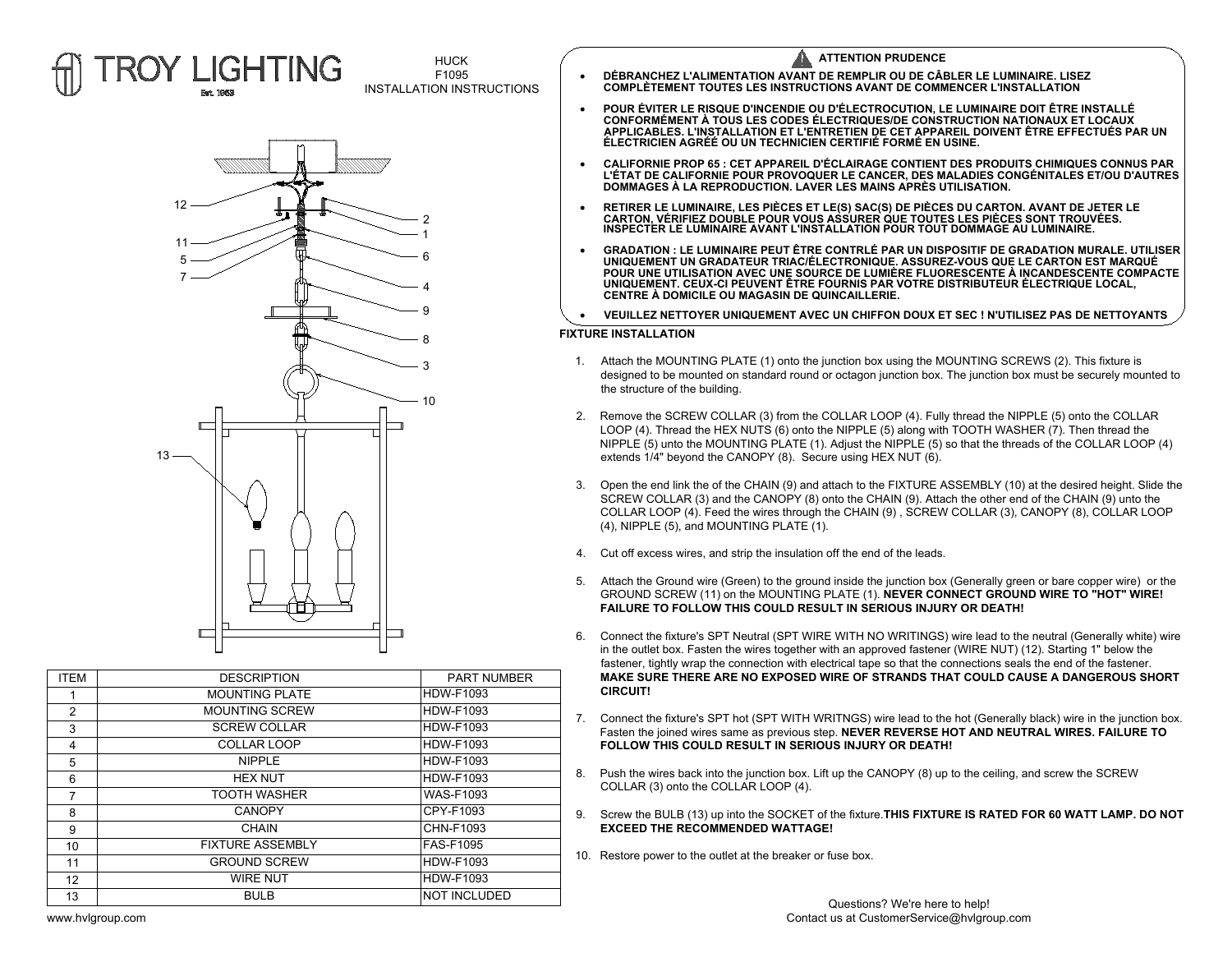# TROY LIGHTING

Est. 1963

HUCK
F1095
INSTALLATION INSTRUCTIONS

12
11
5
7
13
2
1
6
4
9
8
3
10

| ITEM | DESCRIPTION | PART NUMBER |
|---|---|---|
| 1 | MOUNTING PLATE | HDW-F1093 |
| 2 | MOUNTING SCREW | HDW-F1093 |
| 3 | SCREW COLLAR | HDW-F1093 |
| 4 | COLLAR LOOP | HDW-F1093 |
| 5 | NIPPLE | HDW-F1093 |
| 6 | HEX NUT | HDW-F1093 |
| 7 | TOOTH WASHER | WAS-F1093 |
| 8 | CANOPY | CPY-F1093 |
| 9 | CHAIN | CHN-F1093 |
| 10 | FIXTURE ASSEMBLY | FAS-F1095 |
| 11 | GROUND SCREW | HDW-F1093 |
| 12 | WIRE NUT | HDW-F1093 |
| 13 | BULB | NOT INCLUDED |

www.hvlgroup.com

## ⚠ ATTENTION PRUDENCE

- **DÉBRANCHEZ L'ALIMENTATION AVANT DE REMPLIR OU DE CÂBLER LE LUMINAIRE. LISEZ COMPLÈTEMENT TOUTES LES INSTRUCTIONS AVANT DE COMMENCER L'INSTALLATION**
- **POUR ÉVITER LE RISQUE D'INCENDIE OU D'ÉLECTROCUTION, LE LUMINAIRE DOIT ÊTRE INSTALLÉ CONFORMÉMENT À TOUS LES CODES ÉLECTRIQUES/DE CONSTRUCTION NATIONAUX ET LOCAUX APPLICABLES. L'INSTALLATION ET L'ENTRETIEN DE CET APPAREIL DOIVENT ÊTRE EFFECTUÉS PAR UN ÉLECTRICIEN AGRÉÉ OU UN TECHNICIEN CERTIFIÉ FORMÉ EN USINE.**
- **CALIFORNIE PROP 65 : CET APPAREIL D'ÉCLAIRAGE CONTIENT DES PRODUITS CHIMIQUES CONNUS PAR L'ÉTAT DE CALIFORNIE POUR PROVOQUER LE CANCER, DES MALADIES CONGÉNITALES ET/OU D'AUTRES DOMMAGES À LA REPRODUCTION. LAVER LES MAINS APRÈS UTILISATION.**
- **RETIRER LE LUMINAIRE, LES PIÈCES ET LE(S) SAC(S) DE PIÈCES DU CARTON. AVANT DE JETER LE CARTON, VÉRIFIEZ DOUBLE POUR VOUS ASSURER QUE TOUTES LES PIÈCES SONT TROUVÉES. INSPECTER LE LUMINAIRE AVANT L'INSTALLATION POUR TOUT DOMMAGE AU LUMINAIRE.**
- **GRADATION : LE LUMINAIRE PEUT ÊTRE CONTRLÉ PAR UN DISPOSITIF DE GRADATION MURALE. UTILISER UNIQUEMENT UN GRADATEUR TRIAC/ÉLECTRONIQUE. ASSUREZ-VOUS QUE LE CARTON EST MARQUÉ POUR UNE UTILISATION AVEC UNE SOURCE DE LUMIÈRE FLUORESCENTE À INCANDESCENTE COMPACTE UNIQUEMENT. CEUX-CI PEUVENT ÊTRE FOURNIS PAR VOTRE DISTRIBUTEUR ÉLECTRIQUE LOCAL, CENTRE À DOMICILE OU MAGASIN DE QUINCAILLERIE.**
- **VEUILLEZ NETTOYER UNIQUEMENT AVEC UN CHIFFON DOUX ET SEC ! N'UTILISEZ PAS DE NETTOYANTS**

## FIXTURE INSTALLATION

1. Attach the MOUNTING PLATE (1) onto the junction box using the MOUNTING SCREWS (2). This fixture is designed to be mounted on standard round or octagon junction box. The junction box must be securely mounted to the structure of the building.
2. Remove the SCREW COLLAR (3) from the COLLAR LOOP (4). Fully thread the NIPPLE (5) onto the COLLAR LOOP (4). Thread the HEX NUTS (6) onto the NIPPLE (5) along with TOOTH WASHER (7). Then thread the NIPPLE (5) unto the MOUNTING PLATE (1). Adjust the NIPPLE (5) so that the threads of the COLLAR LOOP (4) extends 1/4" beyond the CANOPY (8). Secure using HEX NUT (6).
3. Open the end link the of the CHAIN (9) and attach to the FIXTURE ASSEMBLY (10) at the desired height. Slide the SCREW COLLAR (3) and the CANOPY (8) onto the CHAIN (9). Attach the other end of the CHAIN (9) unto the COLLAR LOOP (4). Feed the wires through the CHAIN (9) , SCREW COLLAR (3), CANOPY (8), COLLAR LOOP (4), NIPPLE (5), and MOUNTING PLATE (1).
4. Cut off excess wires, and strip the insulation off the end of the leads.
5. Attach the Ground wire (Green) to the ground inside the junction box (Generally green or bare copper wire) or the GROUND SCREW (11) on the MOUNTING PLATE (1). **NEVER CONNECT GROUND WIRE TO "HOT" WIRE! FAILURE TO FOLLOW THIS COULD RESULT IN SERIOUS INJURY OR DEATH!**
6. Connect the fixture's SPT Neutral (SPT WIRE WITH NO WRITINGS) wire lead to the neutral (Generally white) wire in the outlet box. Fasten the wires together with an approved fastener (WIRE NUT) (12). Starting 1" below the fastener, tightly wrap the connection with electrical tape so that the connections seals the end of the fastener. **MAKE SURE THERE ARE NO EXPOSED WIRE OF STRANDS THAT COULD CAUSE A DANGEROUS SHORT CIRCUIT!**
7. Connect the fixture's SPT hot (SPT WITH WRITNGS) wire lead to the hot (Generally black) wire in the junction box. Fasten the joined wires same as previous step. **NEVER REVERSE HOT AND NEUTRAL WIRES. FAILURE TO FOLLOW THIS COULD RESULT IN SERIOUS INJURY OR DEATH!**
8. Push the wires back into the junction box. Lift up the CANOPY (8) up to the ceiling, and screw the SCREW COLLAR (3) onto the COLLAR LOOP (4).
9. Screw the BULB (13) up into the SOCKET of the fixture.**THIS FIXTURE IS RATED FOR 60 WATT LAMP. DO NOT EXCEED THE RECOMMENDED WATTAGE!**
10. Restore power to the outlet at the breaker or fuse box.

Questions? We're here to help!
Contact us at CustomerService@hvlgroup.com